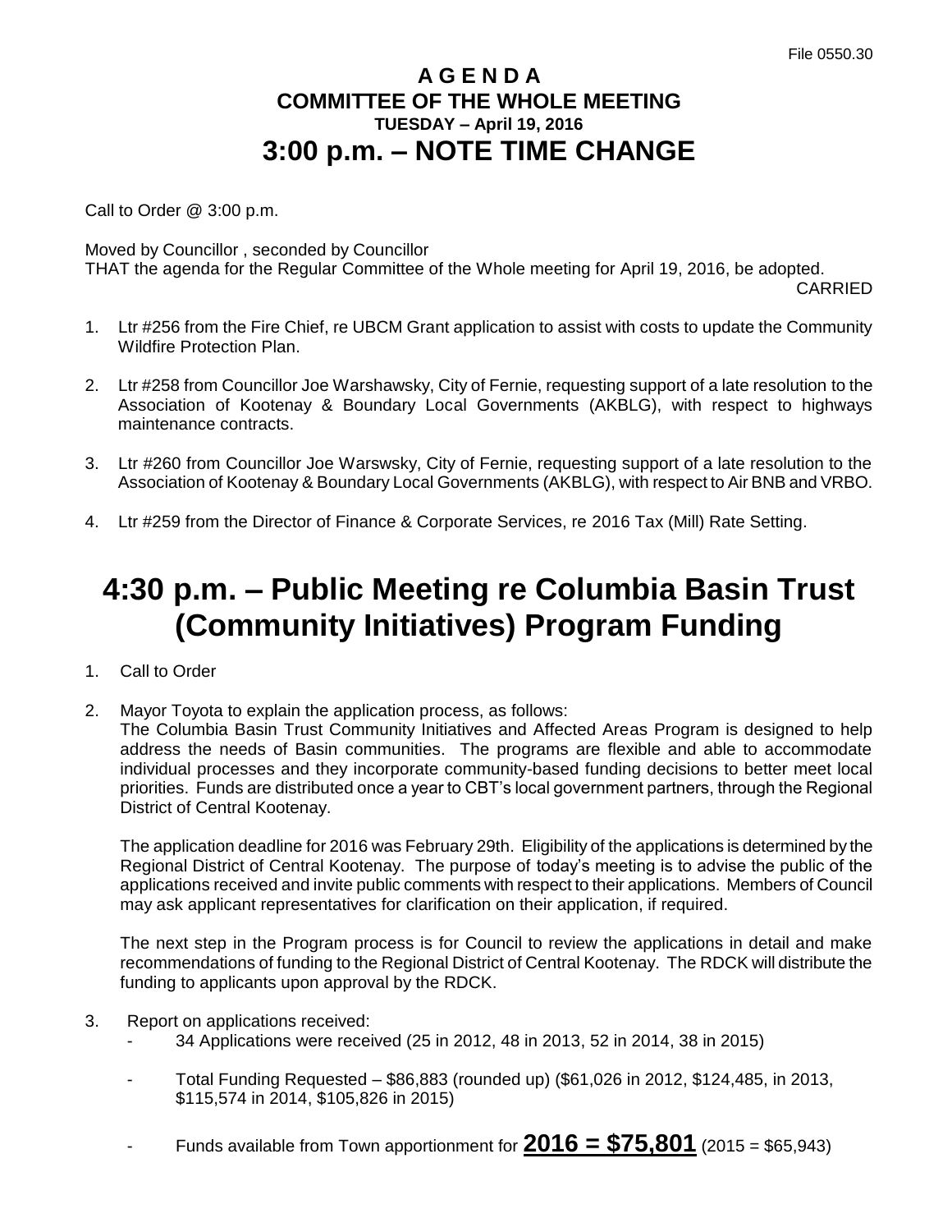File 0550.30

# A G E N D A
## COMMITTEE OF THE WHOLE MEETING
### TUESDAY – April 19, 2016
# 3:00 p.m. – NOTE TIME CHANGE

Call to Order @ 3:00 p.m.

Moved by Councillor , seconded by Councillor
THAT the agenda for the Regular Committee of the Whole meeting for April 19, 2016, be adopted.

CARRIED

1. Ltr #256 from the Fire Chief, re UBCM Grant application to assist with costs to update the Community Wildfire Protection Plan.

2. Ltr #258 from Councillor Joe Warshawsky, City of Fernie, requesting support of a late resolution to the Association of Kootenay & Boundary Local Governments (AKBLG), with respect to highways maintenance contracts.

3. Ltr #260 from Councillor Joe Warswsky, City of Fernie, requesting support of a late resolution to the Association of Kootenay & Boundary Local Governments (AKBLG), with respect to Air BNB and VRBO.

4. Ltr #259 from the Director of Finance & Corporate Services, re 2016 Tax (Mill) Rate Setting.

# 4:30 p.m. – Public Meeting re Columbia Basin Trust (Community Initiatives) Program Funding

1. Call to Order

2. Mayor Toyota to explain the application process, as follows:
   The Columbia Basin Trust Community Initiatives and Affected Areas Program is designed to help address the needs of Basin communities. The programs are flexible and able to accommodate individual processes and they incorporate community-based funding decisions to better meet local priorities. Funds are distributed once a year to CBT's local government partners, through the Regional District of Central Kootenay.

   The application deadline for 2016 was February 29th. Eligibility of the applications is determined by the Regional District of Central Kootenay. The purpose of today's meeting is to advise the public of the applications received and invite public comments with respect to their applications. Members of Council may ask applicant representatives for clarification on their application, if required.

   The next step in the Program process is for Council to review the applications in detail and make recommendations of funding to the Regional District of Central Kootenay. The RDCK will distribute the funding to applicants upon approval by the RDCK.

3. Report on applications received:
   - 34 Applications were received (25 in 2012, 48 in 2013, 52 in 2014, 38 in 2015)
   - Total Funding Requested – $86,883 (rounded up) ($61,026 in 2012, $124,485, in 2013, $115,574 in 2014, $105,826 in 2015)
   - Funds available from Town apportionment for **2016 = $75,801** (2015 = $65,943)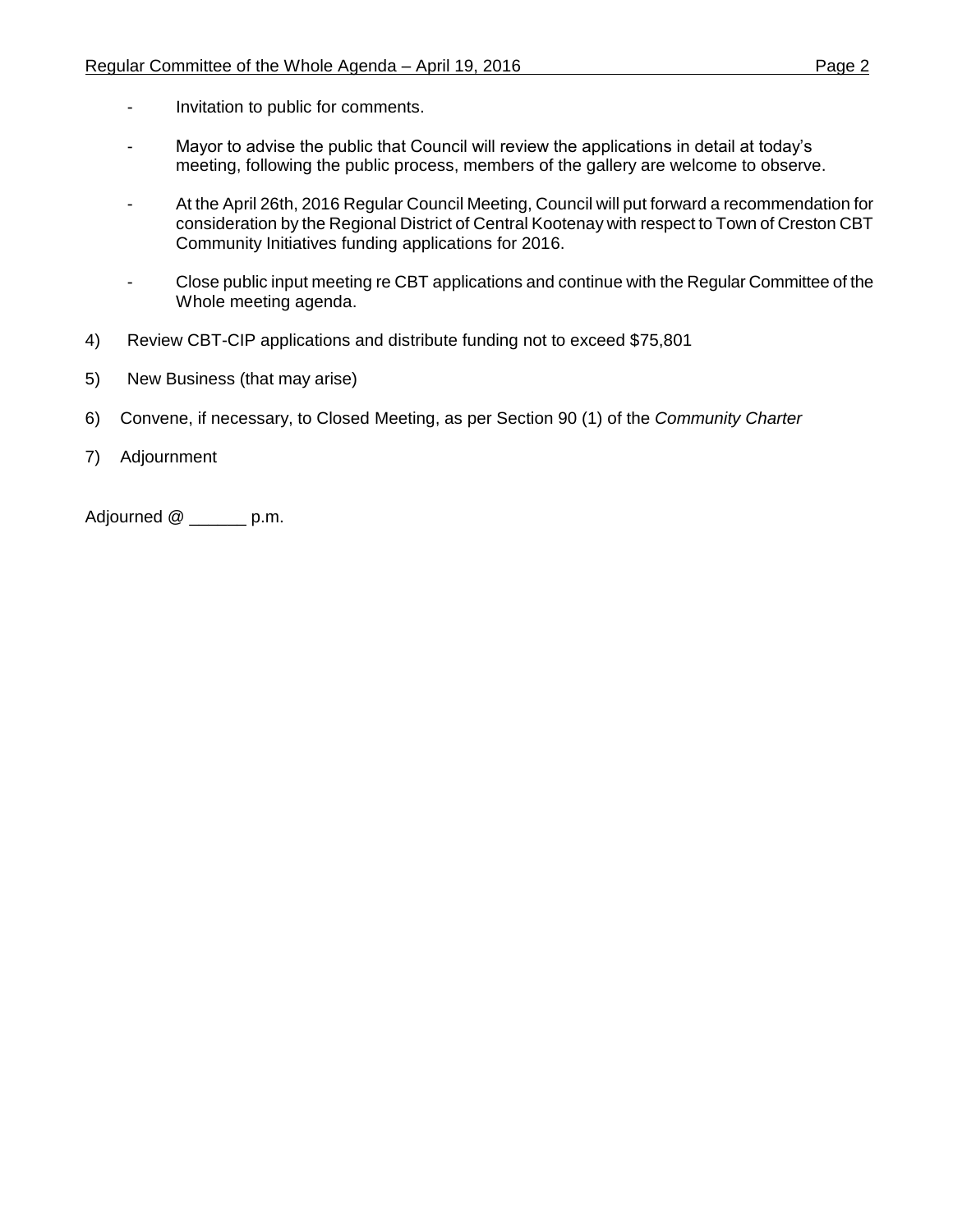- Invitation to public for comments.
- Mayor to advise the public that Council will review the applications in detail at today's meeting, following the public process, members of the gallery are welcome to observe.
- At the April 26th, 2016 Regular Council Meeting, Council will put forward a recommendation for consideration by the Regional District of Central Kootenay with respect to Town of Creston CBT Community Initiatives funding applications for 2016.
- Close public input meeting re CBT applications and continue with the Regular Committee of the Whole meeting agenda.

4) Review CBT-CIP applications and distribute funding not to exceed $75,801

5) New Business (that may arise)

6) Convene, if necessary, to Closed Meeting, as per Section 90 (1) of the *Community Charter*

7) Adjournment

Adjourned @ ______ p.m.